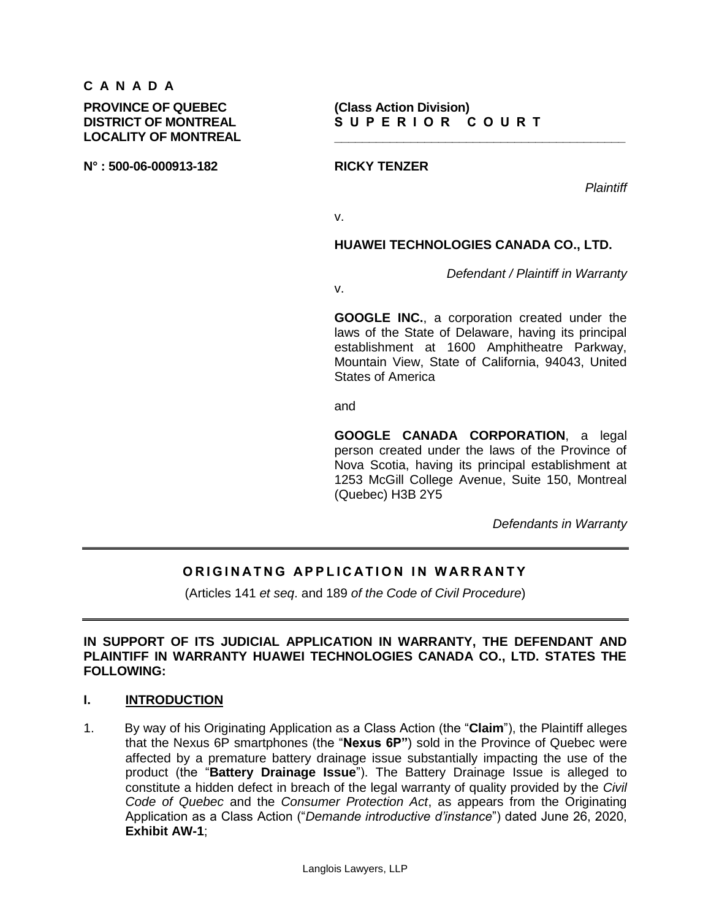**C A N A D A**

**PROVINCE OF QUEBEC**
**DISTRICT OF MONTREAL**
**LOCALITY OF MONTREAL**

**N° : 500-06-000913-182**

**(Class Action Division)**
**S U P E R I O R  C O U R T**

---

**RICKY TENZER**

*Plaintiff*

v.

**HUAWEI TECHNOLOGIES CANADA CO., LTD.**

*Defendant / Plaintiff in Warranty*

v.

**GOOGLE INC.**, a corporation created under the laws of the State of Delaware, having its principal establishment at 1600 Amphitheatre Parkway, Mountain View, State of California, 94043, United States of America

and

**GOOGLE CANADA CORPORATION**, a legal person created under the laws of the Province of Nova Scotia, having its principal establishment at 1253 McGill College Avenue, Suite 150, Montreal (Quebec) H3B 2Y5

*Defendants in Warranty*

---

## ORIGINATNG APPLICATION IN WARRANTY

(Articles 141 *et seq*. and 189 *of the Code of Civil Procedure*)

---

**IN SUPPORT OF ITS JUDICIAL APPLICATION IN WARRANTY, THE DEFENDANT AND PLAINTIFF IN WARRANTY HUAWEI TECHNOLOGIES CANADA CO., LTD. STATES THE FOLLOWING:**

### I. INTRODUCTION

1. By way of his Originating Application as a Class Action (the "**Claim**"), the Plaintiff alleges that the Nexus 6P smartphones (the "**Nexus 6P**") sold in the Province of Quebec were affected by a premature battery drainage issue substantially impacting the use of the product (the "**Battery Drainage Issue**"). The Battery Drainage Issue is alleged to constitute a hidden defect in breach of the legal warranty of quality provided by the *Civil Code of Quebec* and the *Consumer Protection Act*, as appears from the Originating Application as a Class Action ("*Demande introductive d'instance*") dated June 26, 2020, **Exhibit AW-1**;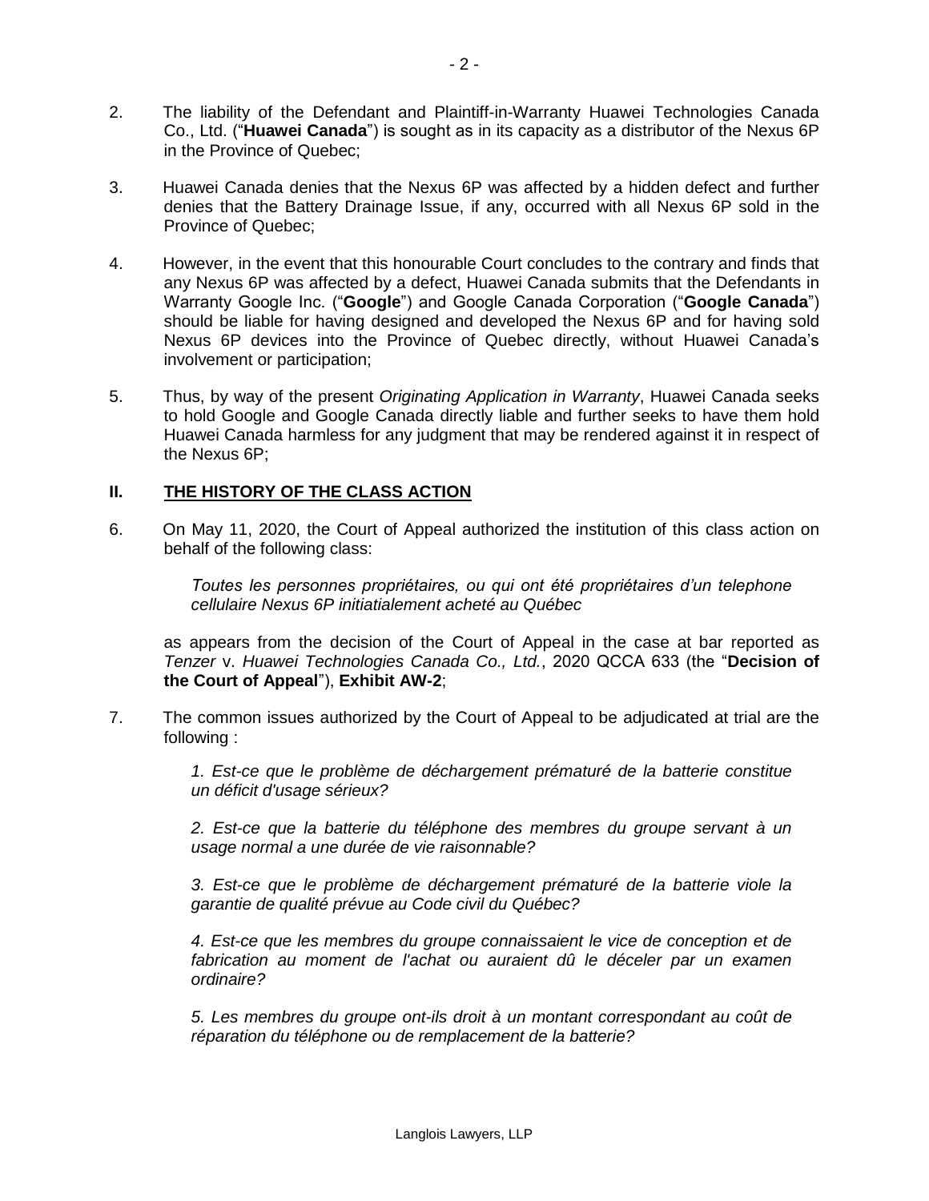2. The liability of the Defendant and Plaintiff-in-Warranty Huawei Technologies Canada Co., Ltd. ("**Huawei Canada**") is sought as in its capacity as a distributor of the Nexus 6P in the Province of Quebec;

3. Huawei Canada denies that the Nexus 6P was affected by a hidden defect and further denies that the Battery Drainage Issue, if any, occurred with all Nexus 6P sold in the Province of Quebec;

4. However, in the event that this honourable Court concludes to the contrary and finds that any Nexus 6P was affected by a defect, Huawei Canada submits that the Defendants in Warranty Google Inc. ("**Google**") and Google Canada Corporation ("**Google Canada**") should be liable for having designed and developed the Nexus 6P and for having sold Nexus 6P devices into the Province of Quebec directly, without Huawei Canada's involvement or participation;

5. Thus, by way of the present *Originating Application in Warranty*, Huawei Canada seeks to hold Google and Google Canada directly liable and further seeks to have them hold Huawei Canada harmless for any judgment that may be rendered against it in respect of the Nexus 6P;

## II. <u>THE HISTORY OF THE CLASS ACTION</u>

6. On May 11, 2020, the Court of Appeal authorized the institution of this class action on behalf of the following class:

   > *Toutes les personnes propriétaires, ou qui ont été propriétaires d'un telephone cellulaire Nexus 6P initiatialement acheté au Québec*

   as appears from the decision of the Court of Appeal in the case at bar reported as *Tenzer* v. *Huawei Technologies Canada Co., Ltd.*, 2020 QCCA 633 (the "**Decision of the Court of Appeal**"), **Exhibit AW-2**;

7. The common issues authorized by the Court of Appeal to be adjudicated at trial are the following :

   > *1. Est-ce que le problème de déchargement prématuré de la batterie constitue un déficit d'usage sérieux?*
   >
   > *2. Est-ce que la batterie du téléphone des membres du groupe servant à un usage normal a une durée de vie raisonnable?*
   >
   > *3. Est-ce que le problème de déchargement prématuré de la batterie viole la garantie de qualité prévue au Code civil du Québec?*
   >
   > *4. Est-ce que les membres du groupe connaissaient le vice de conception et de fabrication au moment de l'achat ou auraient dû le déceler par un examen ordinaire?*
   >
   > *5. Les membres du groupe ont-ils droit à un montant correspondant au coût de réparation du téléphone ou de remplacement de la batterie?*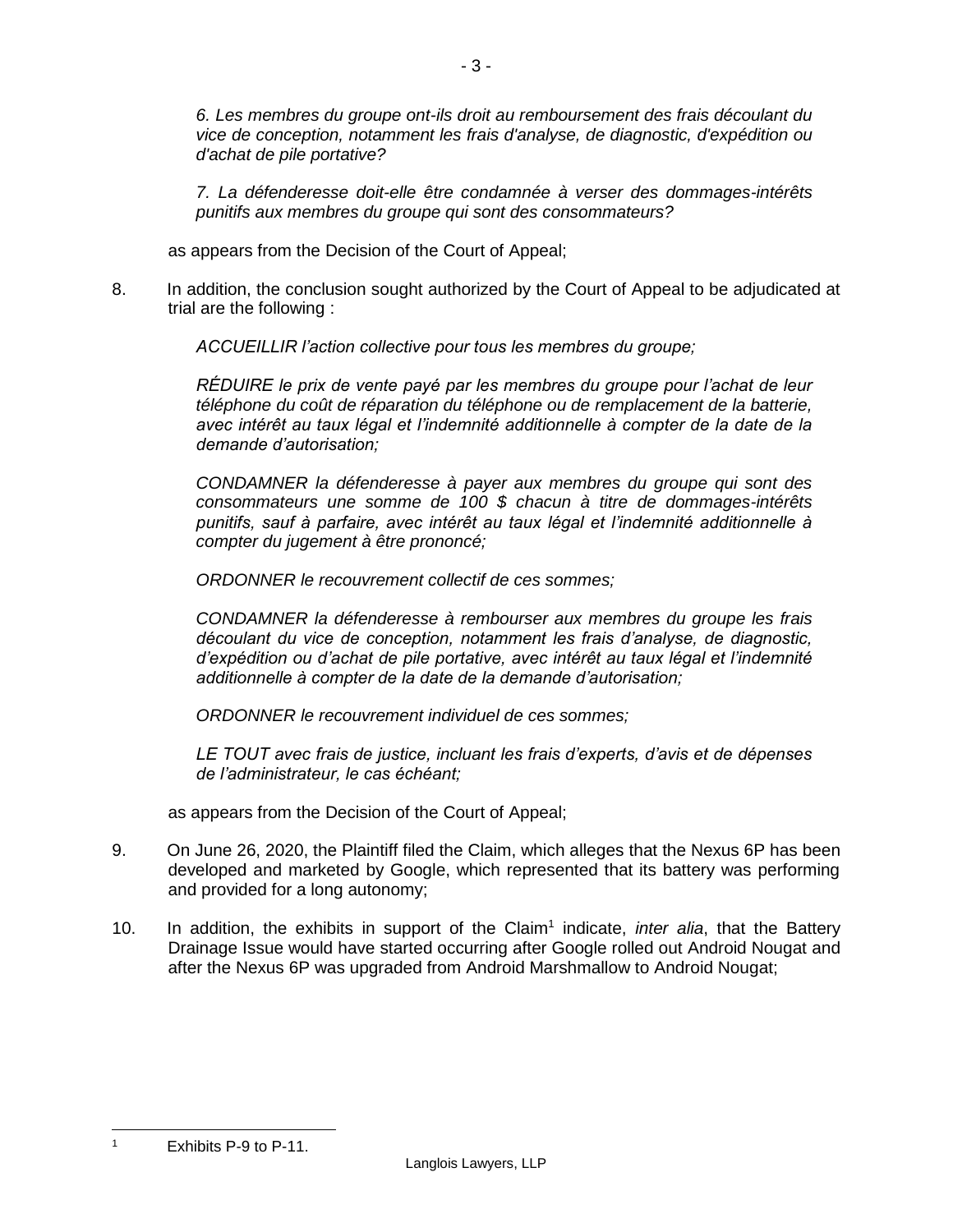*6. Les membres du groupe ont-ils droit au remboursement des frais découlant du vice de conception, notamment les frais d'analyse, de diagnostic, d'expédition ou d'achat de pile portative?*

*7. La défenderesse doit-elle être condamnée à verser des dommages-intérêts punitifs aux membres du groupe qui sont des consommateurs?*

as appears from the Decision of the Court of Appeal;

8. In addition, the conclusion sought authorized by the Court of Appeal to be adjudicated at trial are the following :

   *ACCUEILLIR l'action collective pour tous les membres du groupe;*

   *RÉDUIRE le prix de vente payé par les membres du groupe pour l'achat de leur téléphone du coût de réparation du téléphone ou de remplacement de la batterie, avec intérêt au taux légal et l'indemnité additionnelle à compter de la date de la demande d'autorisation;*

   *CONDAMNER la défenderesse à payer aux membres du groupe qui sont des consommateurs une somme de 100 $ chacun à titre de dommages-intérêts punitifs, sauf à parfaire, avec intérêt au taux légal et l'indemnité additionnelle à compter du jugement à être prononcé;*

   *ORDONNER le recouvrement collectif de ces sommes;*

   *CONDAMNER la défenderesse à rembourser aux membres du groupe les frais découlant du vice de conception, notamment les frais d'analyse, de diagnostic, d'expédition ou d'achat de pile portative, avec intérêt au taux légal et l'indemnité additionnelle à compter de la date de la demande d'autorisation;*

   *ORDONNER le recouvrement individuel de ces sommes;*

   *LE TOUT avec frais de justice, incluant les frais d'experts, d'avis et de dépenses de l'administrateur, le cas échéant;*

   as appears from the Decision of the Court of Appeal;

9. On June 26, 2020, the Plaintiff filed the Claim, which alleges that the Nexus 6P has been developed and marketed by Google, which represented that its battery was performing and provided for a long autonomy;

10. In addition, the exhibits in support of the Claim[1] indicate, *inter alia*, that the Battery Drainage Issue would have started occurring after Google rolled out Android Nougat and after the Nexus 6P was upgraded from Android Marshmallow to Android Nougat;

---

[1] Exhibits P-9 to P-11.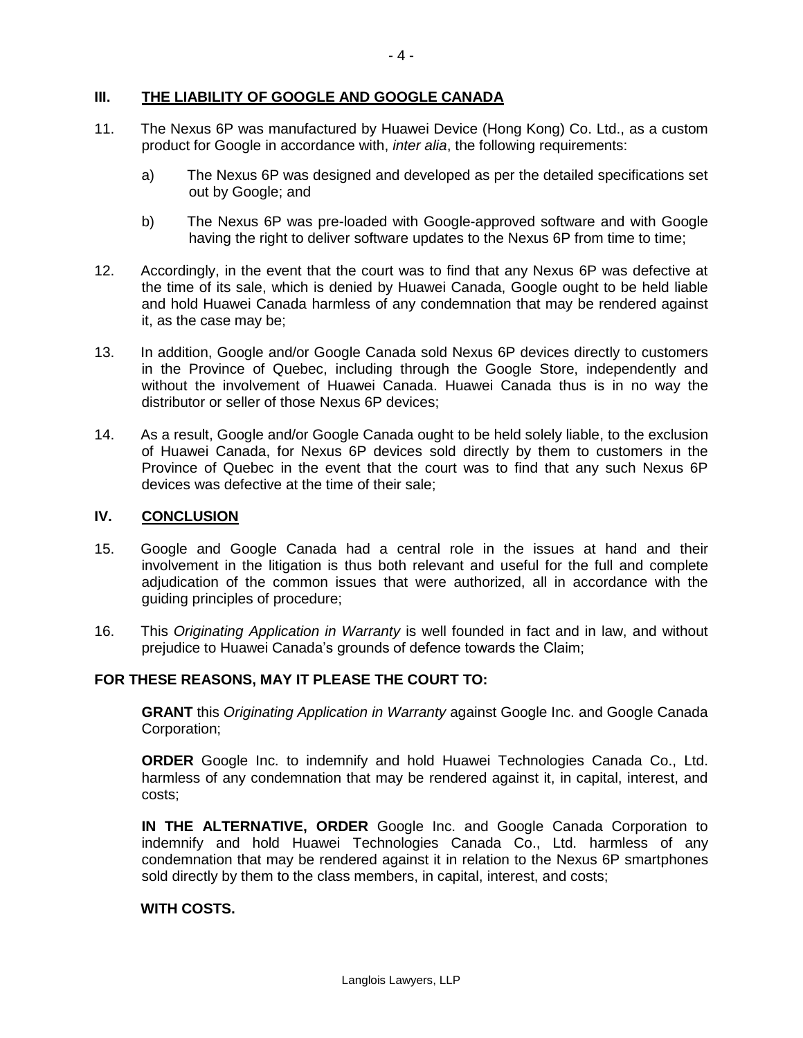## III. THE LIABILITY OF GOOGLE AND GOOGLE CANADA

11. The Nexus 6P was manufactured by Huawei Device (Hong Kong) Co. Ltd., as a custom product for Google in accordance with, *inter alia*, the following requirements:

    a) The Nexus 6P was designed and developed as per the detailed specifications set out by Google; and

    b) The Nexus 6P was pre-loaded with Google-approved software and with Google having the right to deliver software updates to the Nexus 6P from time to time;

12. Accordingly, in the event that the court was to find that any Nexus 6P was defective at the time of its sale, which is denied by Huawei Canada, Google ought to be held liable and hold Huawei Canada harmless of any condemnation that may be rendered against it, as the case may be;

13. In addition, Google and/or Google Canada sold Nexus 6P devices directly to customers in the Province of Quebec, including through the Google Store, independently and without the involvement of Huawei Canada. Huawei Canada thus is in no way the distributor or seller of those Nexus 6P devices;

14. As a result, Google and/or Google Canada ought to be held solely liable, to the exclusion of Huawei Canada, for Nexus 6P devices sold directly by them to customers in the Province of Quebec in the event that the court was to find that any such Nexus 6P devices was defective at the time of their sale;

## IV. CONCLUSION

15. Google and Google Canada had a central role in the issues at hand and their involvement in the litigation is thus both relevant and useful for the full and complete adjudication of the common issues that were authorized, all in accordance with the guiding principles of procedure;

16. This *Originating Application in Warranty* is well founded in fact and in law, and without prejudice to Huawei Canada's grounds of defence towards the Claim;

**FOR THESE REASONS, MAY IT PLEASE THE COURT TO:**

**GRANT** this *Originating Application in Warranty* against Google Inc. and Google Canada Corporation;

**ORDER** Google Inc. to indemnify and hold Huawei Technologies Canada Co., Ltd. harmless of any condemnation that may be rendered against it, in capital, interest, and costs;

**IN THE ALTERNATIVE, ORDER** Google Inc. and Google Canada Corporation to indemnify and hold Huawei Technologies Canada Co., Ltd. harmless of any condemnation that may be rendered against it in relation to the Nexus 6P smartphones sold directly by them to the class members, in capital, interest, and costs;

**WITH COSTS.**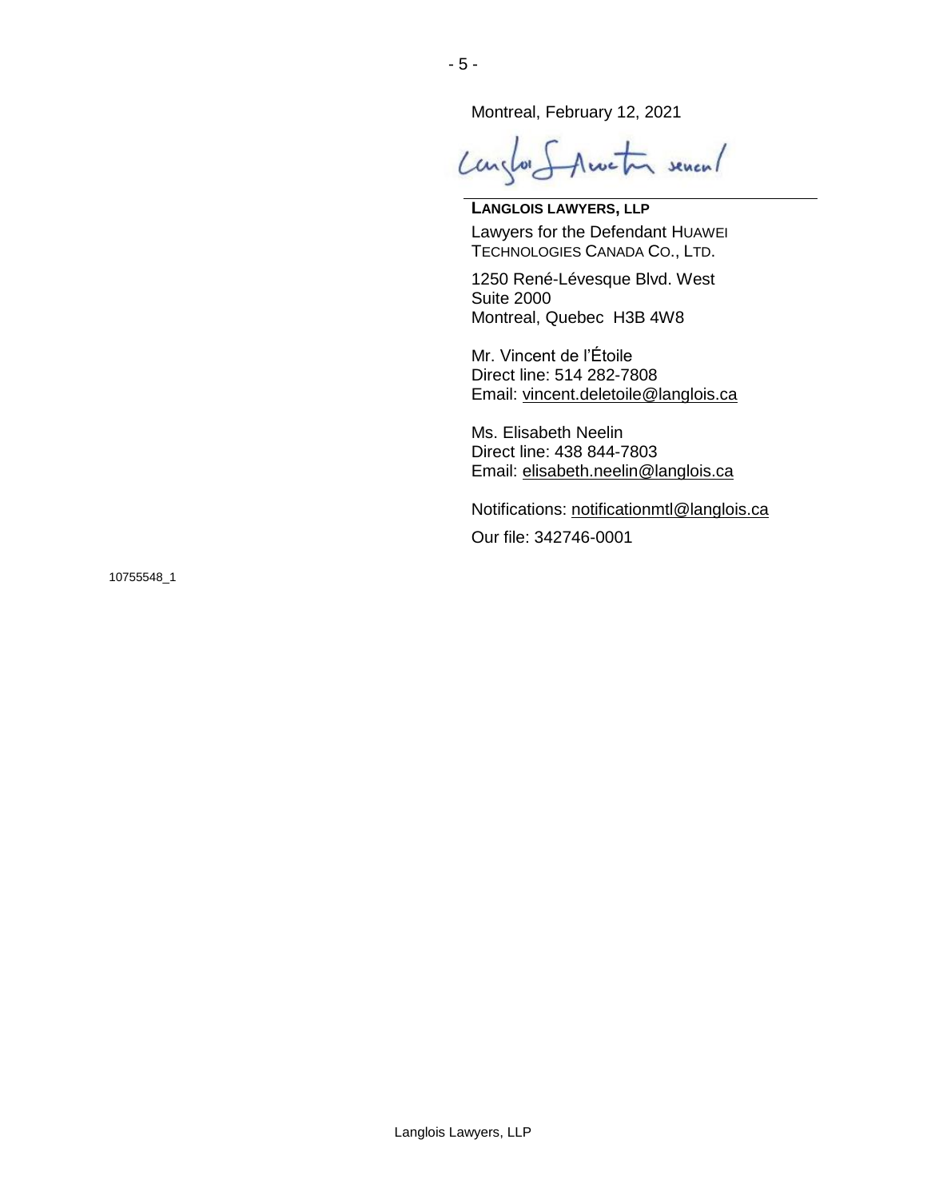Montreal, February 12, 2021

Langlois Avocats senc/l

**LANGLOIS LAWYERS, LLP**

Lawyers for the Defendant HUAWEI TECHNOLOGIES CANADA CO., LTD.

1250 René-Lévesque Blvd. West
Suite 2000
Montreal, Quebec H3B 4W8

Mr. Vincent de l'Étoile
Direct line: 514 282-7808
Email: vincent.deletoile@langlois.ca

Ms. Elisabeth Neelin
Direct line: 438 844-7803
Email: elisabeth.neelin@langlois.ca

Notifications: notificationmtl@langlois.ca

Our file: 342746-0001

10755548_1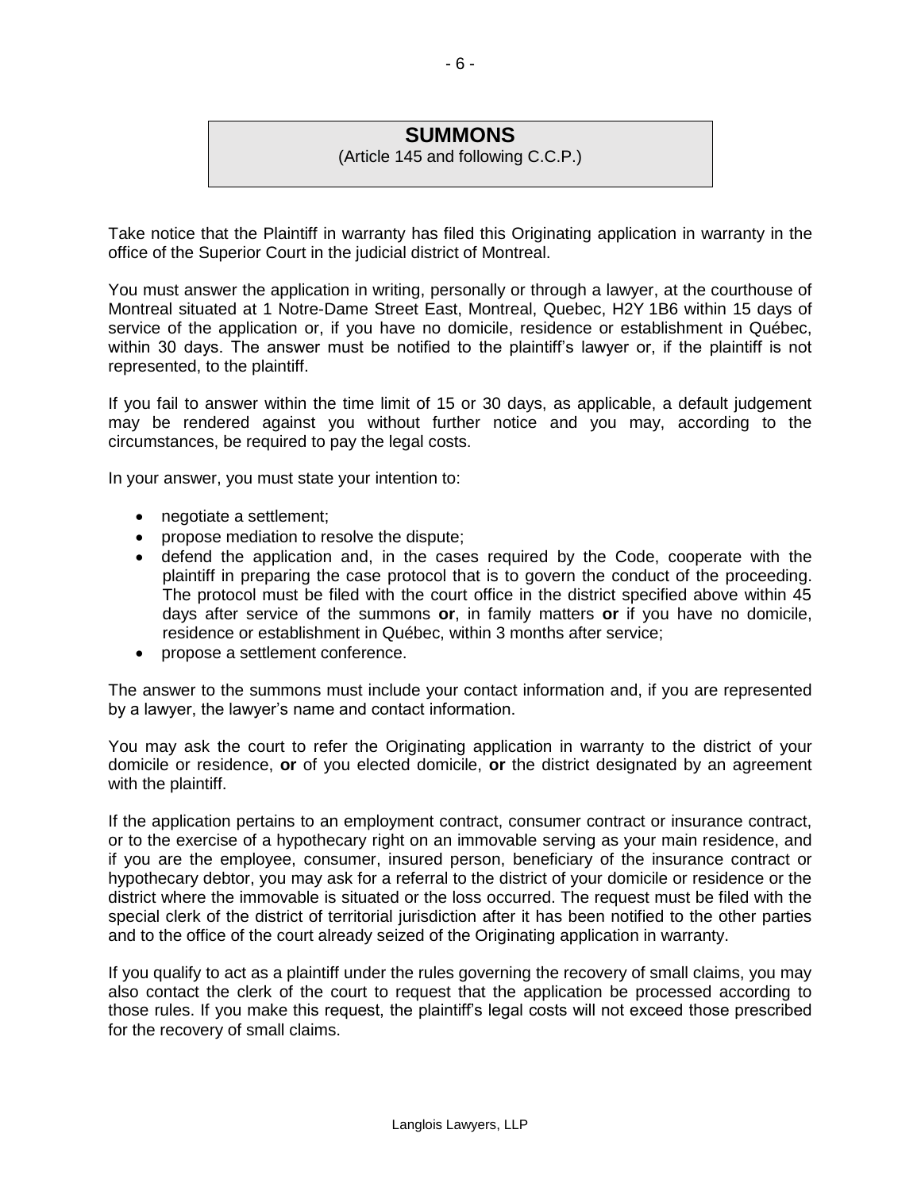# SUMMONS

(Article 145 and following C.C.P.)

Take notice that the Plaintiff in warranty has filed this Originating application in warranty in the office of the Superior Court in the judicial district of Montreal.

You must answer the application in writing, personally or through a lawyer, at the courthouse of Montreal situated at 1 Notre-Dame Street East, Montreal, Quebec, H2Y 1B6 within 15 days of service of the application or, if you have no domicile, residence or establishment in Québec, within 30 days. The answer must be notified to the plaintiff's lawyer or, if the plaintiff is not represented, to the plaintiff.

If you fail to answer within the time limit of 15 or 30 days, as applicable, a default judgement may be rendered against you without further notice and you may, according to the circumstances, be required to pay the legal costs.

In your answer, you must state your intention to:

- negotiate a settlement;
- propose mediation to resolve the dispute;
- defend the application and, in the cases required by the Code, cooperate with the plaintiff in preparing the case protocol that is to govern the conduct of the proceeding. The protocol must be filed with the court office in the district specified above within 45 days after service of the summons **or**, in family matters **or** if you have no domicile, residence or establishment in Québec, within 3 months after service;
- propose a settlement conference.

The answer to the summons must include your contact information and, if you are represented by a lawyer, the lawyer's name and contact information.

You may ask the court to refer the Originating application in warranty to the district of your domicile or residence, **or** of you elected domicile, **or** the district designated by an agreement with the plaintiff.

If the application pertains to an employment contract, consumer contract or insurance contract, or to the exercise of a hypothecary right on an immovable serving as your main residence, and if you are the employee, consumer, insured person, beneficiary of the insurance contract or hypothecary debtor, you may ask for a referral to the district of your domicile or residence or the district where the immovable is situated or the loss occurred. The request must be filed with the special clerk of the district of territorial jurisdiction after it has been notified to the other parties and to the office of the court already seized of the Originating application in warranty.

If you qualify to act as a plaintiff under the rules governing the recovery of small claims, you may also contact the clerk of the court to request that the application be processed according to those rules. If you make this request, the plaintiff's legal costs will not exceed those prescribed for the recovery of small claims.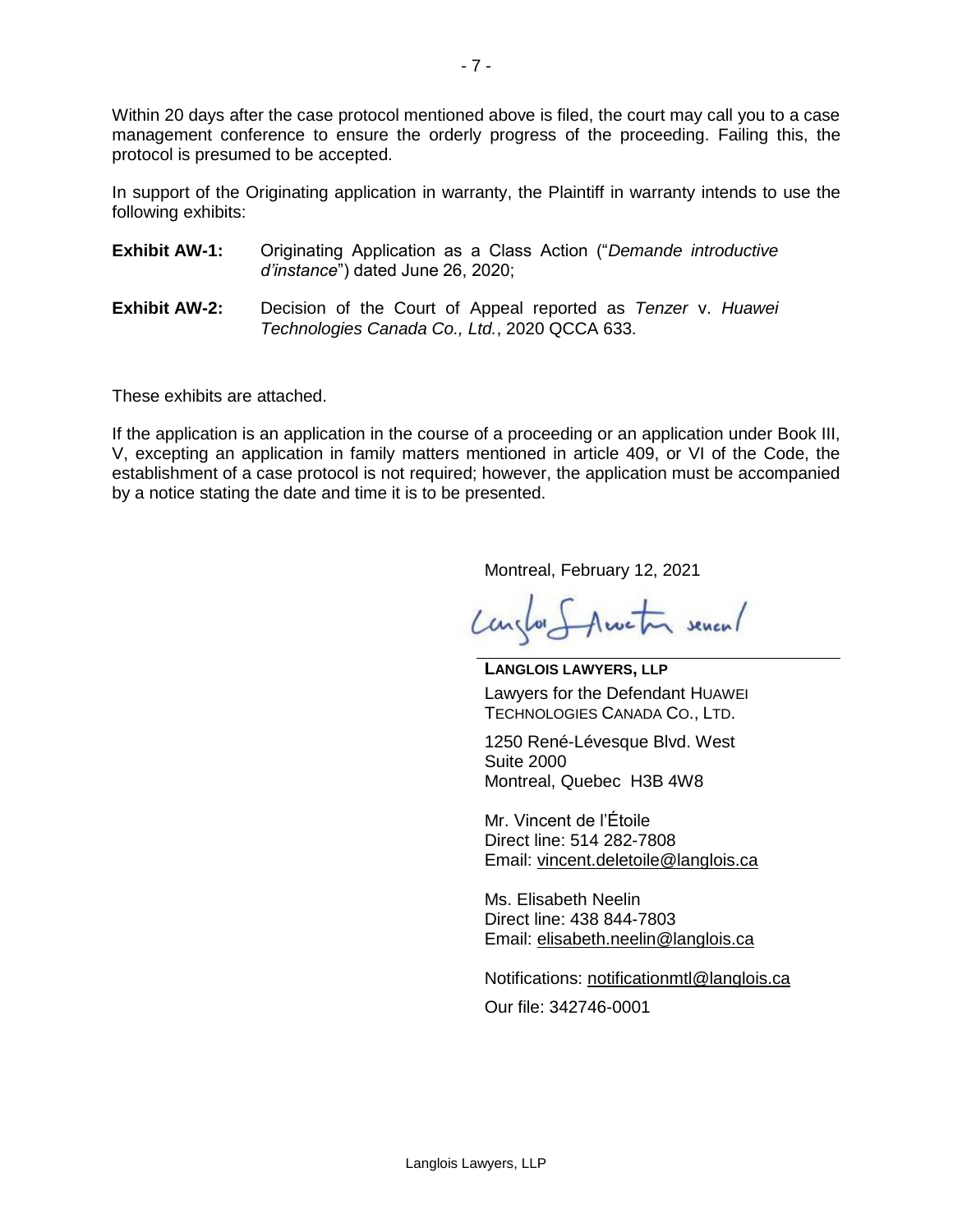Within 20 days after the case protocol mentioned above is filed, the court may call you to a case management conference to ensure the orderly progress of the proceeding. Failing this, the protocol is presumed to be accepted.

In support of the Originating application in warranty, the Plaintiff in warranty intends to use the following exhibits:

**Exhibit AW-1:** Originating Application as a Class Action ("*Demande introductive d'instance*") dated June 26, 2020;

**Exhibit AW-2:** Decision of the Court of Appeal reported as *Tenzer* v. *Huawei Technologies Canada Co., Ltd.*, 2020 QCCA 633.

These exhibits are attached.

If the application is an application in the course of a proceeding or an application under Book III, V, excepting an application in family matters mentioned in article 409, or VI of the Code, the establishment of a case protocol is not required; however, the application must be accompanied by a notice stating the date and time it is to be presented.

Montreal, February 12, 2021

Langlois Avocats senc

**LANGLOIS LAWYERS, LLP**
Lawyers for the Defendant HUAWEI TECHNOLOGIES CANADA CO., LTD.

1250 René-Lévesque Blvd. West
Suite 2000
Montreal, Quebec H3B 4W8

Mr. Vincent de l'Étoile
Direct line: 514 282-7808
Email: vincent.deletoile@langlois.ca

Ms. Elisabeth Neelin
Direct line: 438 844-7803
Email: elisabeth.neelin@langlois.ca

Notifications: notificationmtl@langlois.ca

Our file: 342746-0001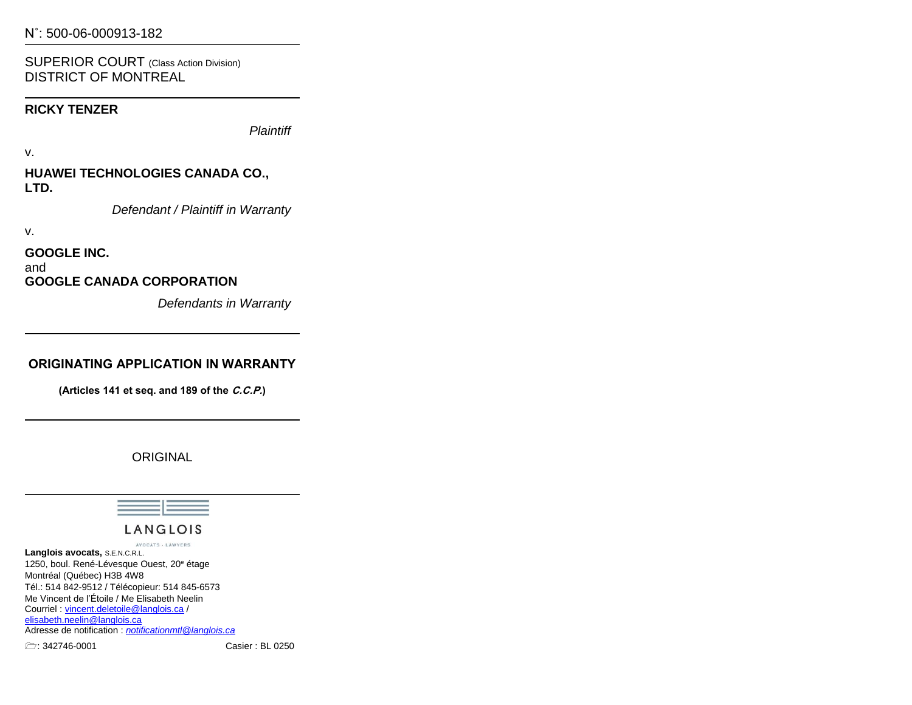N°: 500-06-000913-182

SUPERIOR COURT (Class Action Division)
DISTRICT OF MONTREAL

**RICKY TENZER**

*Plaintiff*

v.

**HUAWEI TECHNOLOGIES CANADA CO., LTD.**

*Defendant / Plaintiff in Warranty*

v.

**GOOGLE INC.**
and
**GOOGLE CANADA CORPORATION**

*Defendants in Warranty*

**ORIGINATING APPLICATION IN WARRANTY**

**(Articles 141 et seq. and 189 of the *C.C.P.*)**

ORIGINAL

LANGLOIS
AVOCATS · LAWYERS

**Langlois avocats,** S.E.N.C.R.L.
1250, boul. René-Lévesque Ouest, 20e étage
Montréal (Québec) H3B 4W8
Tél.: 514 842-9512 / Télécopieur: 514 845-6573
Me Vincent de l'Étoile / Me Elisabeth Neelin
Courriel : vincent.deletoile@langlois.ca / elisabeth.neelin@langlois.ca
Adresse de notification : *notificationmtl@langlois.ca*

: 342746-0001 Casier : BL 0250